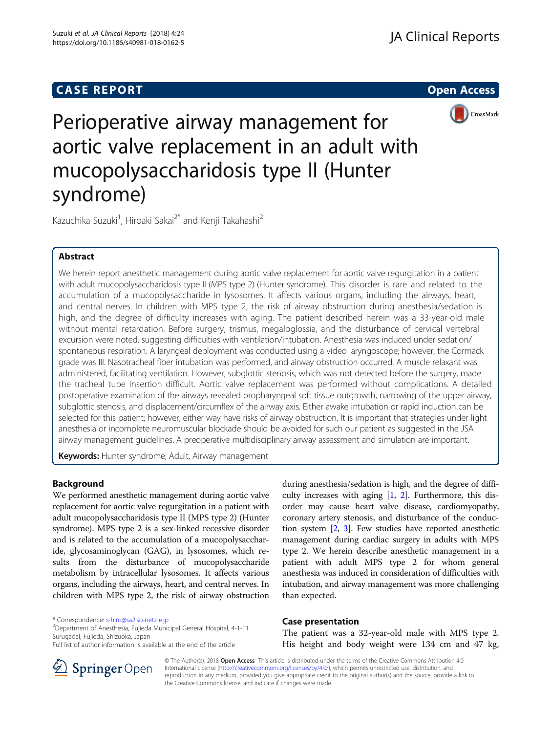CASE REPORT | Open Access

# Perioperative airway management for aortic valve replacement in an adult with mucopolysaccharidosis type II (Hunter syndrome)

Kazuchika Suzuki[1], Hiroaki Sakai[2*] and Kenji Takahashi[2]

## Abstract

We herein report anesthetic management during aortic valve replacement for aortic valve regurgitation in a patient with adult mucopolysaccharidosis type II (MPS type 2) (Hunter syndrome). This disorder is rare and related to the accumulation of a mucopolysaccharide in lysosomes. It affects various organs, including the airways, heart, and central nerves. In children with MPS type 2, the risk of airway obstruction during anesthesia/sedation is high, and the degree of difficulty increases with aging. The patient described herein was a 33-year-old male without mental retardation. Before surgery, trismus, megaloglossia, and the disturbance of cervical vertebral excursion were noted, suggesting difficulties with ventilation/intubation. Anesthesia was induced under sedation/spontaneous respiration. A laryngeal deployment was conducted using a video laryngoscope; however, the Cormack grade was III. Nasotracheal fiber intubation was performed, and airway obstruction occurred. A muscle relaxant was administered, facilitating ventilation. However, subglottic stenosis, which was not detected before the surgery, made the tracheal tube insertion difficult. Aortic valve replacement was performed without complications. A detailed postoperative examination of the airways revealed oropharyngeal soft tissue outgrowth, narrowing of the upper airway, subglottic stenosis, and displacement/circumflex of the airway axis. Either awake intubation or rapid induction can be selected for this patient; however, either way have risks of airway obstruction. It is important that strategies under light anesthesia or incomplete neuromuscular blockade should be avoided for such our patient as suggested in the JSA airway management guidelines. A preoperative multidisciplinary airway assessment and simulation are important.

**Keywords:** Hunter syndrome, Adult, Airway management

## Background

We performed anesthetic management during aortic valve replacement for aortic valve regurgitation in a patient with adult mucopolysaccharidosis type II (MPS type 2) (Hunter syndrome). MPS type 2 is a sex-linked recessive disorder and is related to the accumulation of a mucopolysaccharide, glycosaminoglycan (GAG), in lysosomes, which results from the disturbance of mucopolysaccharide metabolism by intracellular lysosomes. It affects various organs, including the airways, heart, and central nerves. In children with MPS type 2, the risk of airway obstruction during anesthesia/sedation is high, and the degree of difficulty increases with aging [1, 2]. Furthermore, this disorder may cause heart valve disease, cardiomyopathy, coronary artery stenosis, and disturbance of the conduction system [2, 3]. Few studies have reported anesthetic management during cardiac surgery in adults with MPS type 2. We herein describe anesthetic management in a patient with adult MPS type 2 for whom general anesthesia was induced in consideration of difficulties with intubation, and airway management was more challenging than expected.

## Case presentation

The patient was a 32-year-old male with MPS type 2. His height and body weight were 134 cm and 47 kg,

\* Correspondence: s-hiro@sa2.so-net.ne.jp
[2]Department of Anesthesia, Fujieda Municipal General Hospital, 4-1-11 Surugadai, Fujieda, Shizuoka, Japan
Full list of author information is available at the end of the article

© The Author(s). 2018 **Open Access** This article is distributed under the terms of the Creative Commons Attribution 4.0 International License (http://creativecommons.org/licenses/by/4.0/), which permits unrestricted use, distribution, and reproduction in any medium, provided you give appropriate credit to the original author(s) and the source, provide a link to the Creative Commons license, and indicate if changes were made.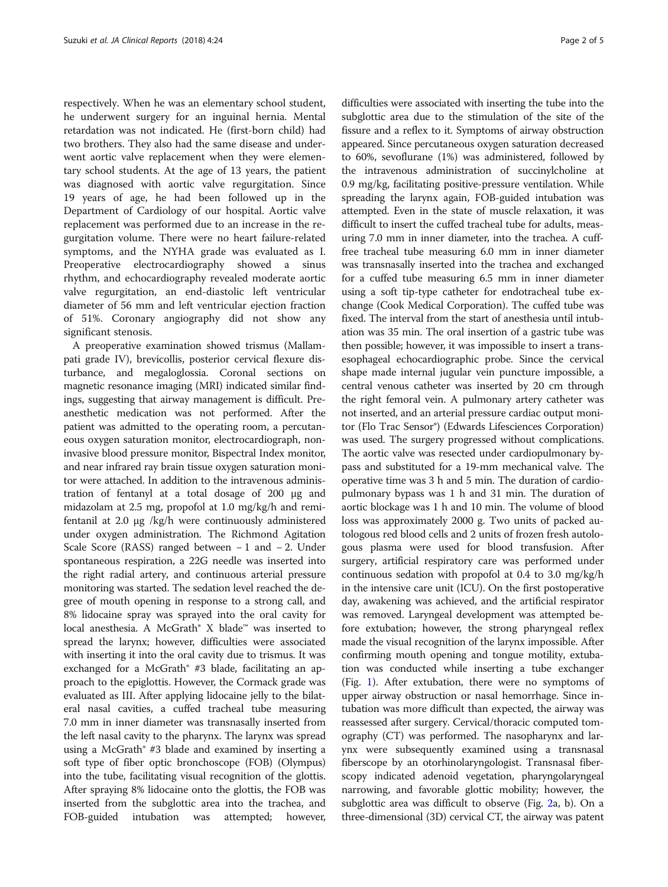respectively. When he was an elementary school student, he underwent surgery for an inguinal hernia. Mental retardation was not indicated. He (first-born child) had two brothers. They also had the same disease and underwent aortic valve replacement when they were elementary school students. At the age of 13 years, the patient was diagnosed with aortic valve regurgitation. Since 19 years of age, he had been followed up in the Department of Cardiology of our hospital. Aortic valve replacement was performed due to an increase in the regurgitation volume. There were no heart failure-related symptoms, and the NYHA grade was evaluated as I. Preoperative electrocardiography showed a sinus rhythm, and echocardiography revealed moderate aortic valve regurgitation, an end-diastolic left ventricular diameter of 56 mm and left ventricular ejection fraction of 51%. Coronary angiography did not show any significant stenosis.

A preoperative examination showed trismus (Mallampati grade IV), brevicollis, posterior cervical flexure disturbance, and megaloglossia. Coronal sections on magnetic resonance imaging (MRI) indicated similar findings, suggesting that airway management is difficult. Preanesthetic medication was not performed. After the patient was admitted to the operating room, a percutaneous oxygen saturation monitor, electrocardiograph, noninvasive blood pressure monitor, Bispectral Index monitor, and near infrared ray brain tissue oxygen saturation monitor were attached. In addition to the intravenous administration of fentanyl at a total dosage of 200 μg and midazolam at 2.5 mg, propofol at 1.0 mg/kg/h and remifentanil at 2.0 μg /kg/h were continuously administered under oxygen administration. The Richmond Agitation Scale Score (RASS) ranged between − 1 and − 2. Under spontaneous respiration, a 22G needle was inserted into the right radial artery, and continuous arterial pressure monitoring was started. The sedation level reached the degree of mouth opening in response to a strong call, and 8% lidocaine spray was sprayed into the oral cavity for local anesthesia. A McGrath® X blade™ was inserted to spread the larynx; however, difficulties were associated with inserting it into the oral cavity due to trismus. It was exchanged for a McGrath® #3 blade, facilitating an approach to the epiglottis. However, the Cormack grade was evaluated as III. After applying lidocaine jelly to the bilateral nasal cavities, a cuffed tracheal tube measuring 7.0 mm in inner diameter was transnasally inserted from the left nasal cavity to the pharynx. The larynx was spread using a McGrath® #3 blade and examined by inserting a soft type of fiber optic bronchoscope (FOB) (Olympus) into the tube, facilitating visual recognition of the glottis. After spraying 8% lidocaine onto the glottis, the FOB was inserted from the subglottic area into the trachea, and FOB-guided intubation was attempted; however, difficulties were associated with inserting the tube into the subglottic area due to the stimulation of the site of the fissure and a reflex to it. Symptoms of airway obstruction appeared. Since percutaneous oxygen saturation decreased to 60%, sevoflurane (1%) was administered, followed by the intravenous administration of succinylcholine at 0.9 mg/kg, facilitating positive-pressure ventilation. While spreading the larynx again, FOB-guided intubation was attempted. Even in the state of muscle relaxation, it was difficult to insert the cuffed tracheal tube for adults, measuring 7.0 mm in inner diameter, into the trachea. A cuff-free tracheal tube measuring 6.0 mm in inner diameter was transnasally inserted into the trachea and exchanged for a cuffed tube measuring 6.5 mm in inner diameter using a soft tip-type catheter for endotracheal tube exchange (Cook Medical Corporation). The cuffed tube was fixed. The interval from the start of anesthesia until intubation was 35 min. The oral insertion of a gastric tube was then possible; however, it was impossible to insert a transesophageal echocardiographic probe. Since the cervical shape made internal jugular vein puncture impossible, a central venous catheter was inserted by 20 cm through the right femoral vein. A pulmonary artery catheter was not inserted, and an arterial pressure cardiac output monitor (Flo Trac Sensor®) (Edwards Lifesciences Corporation) was used. The surgery progressed without complications. The aortic valve was resected under cardiopulmonary bypass and substituted for a 19-mm mechanical valve. The operative time was 3 h and 5 min. The duration of cardiopulmonary bypass was 1 h and 31 min. The duration of aortic blockage was 1 h and 10 min. The volume of blood loss was approximately 2000 g. Two units of packed autologous red blood cells and 2 units of frozen fresh autologous plasma were used for blood transfusion. After surgery, artificial respiratory care was performed under continuous sedation with propofol at 0.4 to 3.0 mg/kg/h in the intensive care unit (ICU). On the first postoperative day, awakening was achieved, and the artificial respirator was removed. Laryngeal development was attempted before extubation; however, the strong pharyngeal reflex made the visual recognition of the larynx impossible. After confirming mouth opening and tongue motility, extubation was conducted while inserting a tube exchanger (Fig. 1). After extubation, there were no symptoms of upper airway obstruction or nasal hemorrhage. Since intubation was more difficult than expected, the airway was reassessed after surgery. Cervical/thoracic computed tomography (CT) was performed. The nasopharynx and larynx were subsequently examined using a transnasal fiberscope by an otorhinolaryngologist. Transnasal fiberscopy indicated adenoid vegetation, pharyngolaryngeal narrowing, and favorable glottic mobility; however, the subglottic area was difficult to observe (Fig. 2a, b). On a three-dimensional (3D) cervical CT, the airway was patent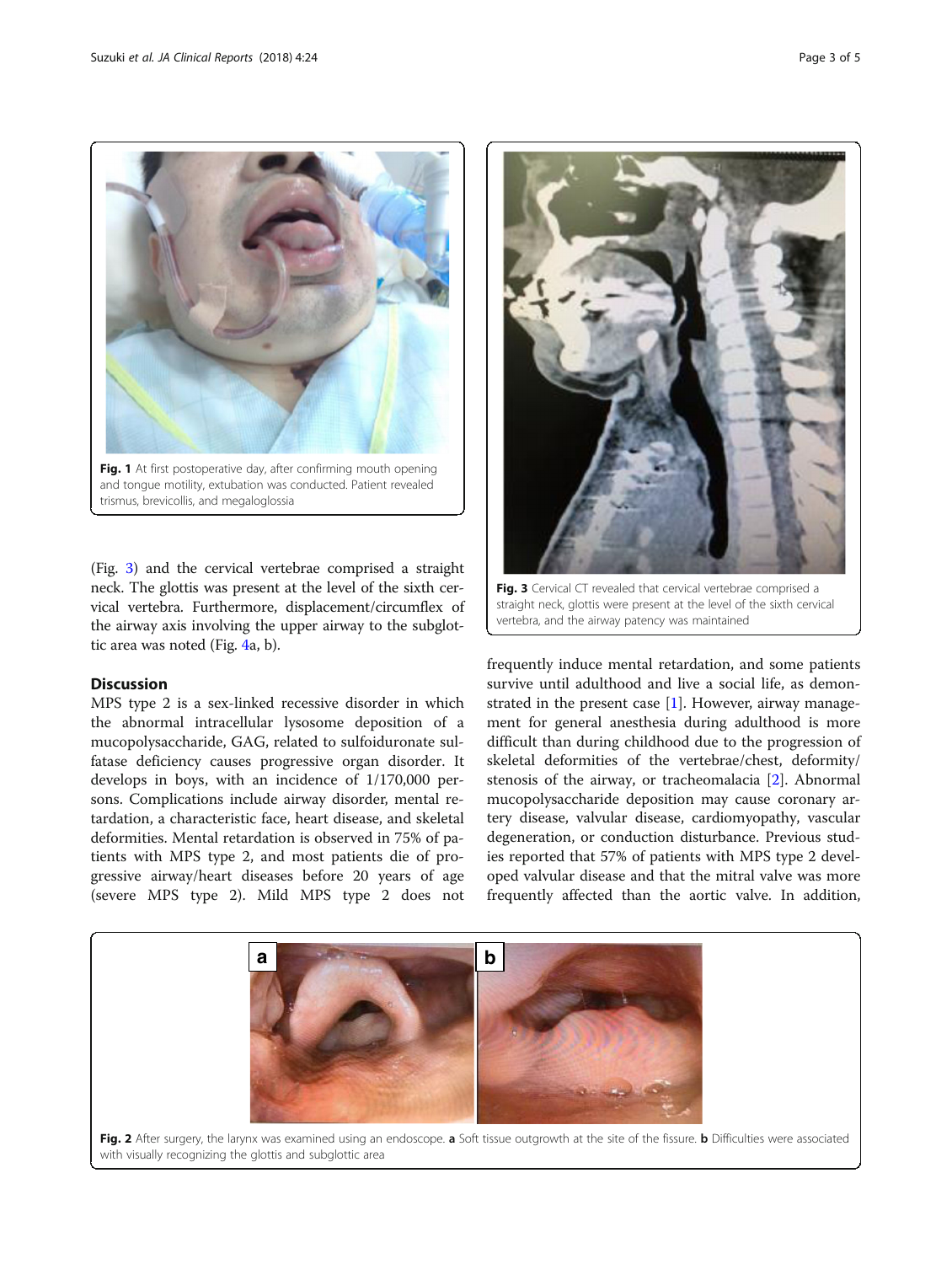Fig. 1 At first postoperative day, after confirming mouth opening and tongue motility, extubation was conducted. Patient revealed trismus, brevicollis, and megaloglossia

Fig. 3 Cervical CT revealed that cervical vertebrae comprised a straight neck, glottis were present at the level of the sixth cervical vertebra, and the airway patency was maintained

(Fig. 3) and the cervical vertebrae comprised a straight neck. The glottis was present at the level of the sixth cervical vertebra. Furthermore, displacement/circumflex of the airway axis involving the upper airway to the subglottic area was noted (Fig. 4a, b).

## Discussion

MPS type 2 is a sex-linked recessive disorder in which the abnormal intracellular lysosome deposition of a mucopolysaccharide, GAG, related to sulfoiduronate sulfatase deficiency causes progressive organ disorder. It develops in boys, with an incidence of 1/170,000 persons. Complications include airway disorder, mental retardation, a characteristic face, heart disease, and skeletal deformities. Mental retardation is observed in 75% of patients with MPS type 2, and most patients die of progressive airway/heart diseases before 20 years of age (severe MPS type 2). Mild MPS type 2 does not frequently induce mental retardation, and some patients survive until adulthood and live a social life, as demonstrated in the present case [1]. However, airway management for general anesthesia during adulthood is more difficult than during childhood due to the progression of skeletal deformities of the vertebrae/chest, deformity/stenosis of the airway, or tracheomalacia [2]. Abnormal mucopolysaccharide deposition may cause coronary artery disease, valvular disease, cardiomyopathy, vascular degeneration, or conduction disturbance. Previous studies reported that 57% of patients with MPS type 2 developed valvular disease and that the mitral valve was more frequently affected than the aortic valve. In addition,

Fig. 2 After surgery, the larynx was examined using an endoscope. **a** Soft tissue outgrowth at the site of the fissure. **b** Difficulties were associated with visually recognizing the glottis and subglottic area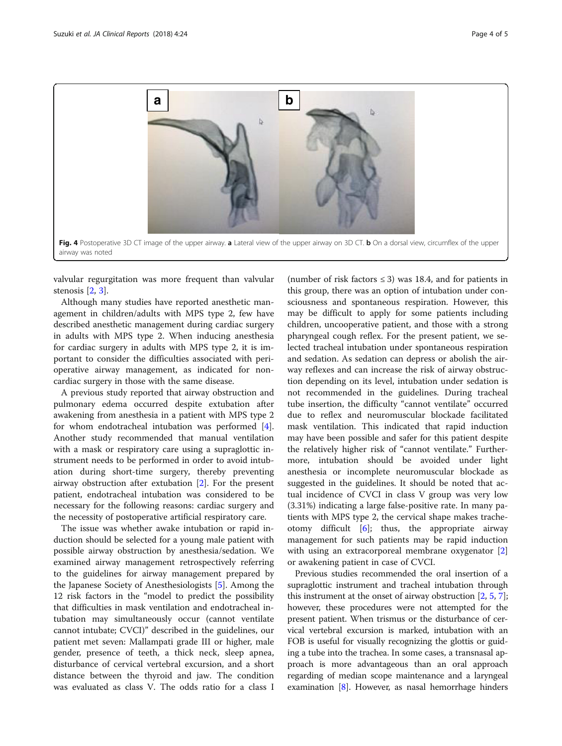Fig. 4 Postoperative 3D CT image of the upper airway. **a** Lateral view of the upper airway on 3D CT. **b** On a dorsal view, circumflex of the upper airway was noted

valvular regurgitation was more frequent than valvular stenosis [2, 3].

Although many studies have reported anesthetic management in children/adults with MPS type 2, few have described anesthetic management during cardiac surgery in adults with MPS type 2. When inducing anesthesia for cardiac surgery in adults with MPS type 2, it is important to consider the difficulties associated with perioperative airway management, as indicated for non-cardiac surgery in those with the same disease.

A previous study reported that airway obstruction and pulmonary edema occurred despite extubation after awakening from anesthesia in a patient with MPS type 2 for whom endotracheal intubation was performed [4]. Another study recommended that manual ventilation with a mask or respiratory care using a supraglottic instrument needs to be performed in order to avoid intubation during short-time surgery, thereby preventing airway obstruction after extubation [2]. For the present patient, endotracheal intubation was considered to be necessary for the following reasons: cardiac surgery and the necessity of postoperative artificial respiratory care.

The issue was whether awake intubation or rapid induction should be selected for a young male patient with possible airway obstruction by anesthesia/sedation. We examined airway management retrospectively referring to the guidelines for airway management prepared by the Japanese Society of Anesthesiologists [5]. Among the 12 risk factors in the "model to predict the possibility that difficulties in mask ventilation and endotracheal intubation may simultaneously occur (cannot ventilate cannot intubate; CVCI)" described in the guidelines, our patient met seven: Mallampati grade III or higher, male gender, presence of teeth, a thick neck, sleep apnea, disturbance of cervical vertebral excursion, and a short distance between the thyroid and jaw. The condition was evaluated as class V. The odds ratio for a class I (number of risk factors ≤ 3) was 18.4, and for patients in this group, there was an option of intubation under consciousness and spontaneous respiration. However, this may be difficult to apply for some patients including children, uncooperative patient, and those with a strong pharyngeal cough reflex. For the present patient, we selected tracheal intubation under spontaneous respiration and sedation. As sedation can depress or abolish the airway reflexes and can increase the risk of airway obstruction depending on its level, intubation under sedation is not recommended in the guidelines. During tracheal tube insertion, the difficulty "cannot ventilate" occurred due to reflex and neuromuscular blockade facilitated mask ventilation. This indicated that rapid induction may have been possible and safer for this patient despite the relatively higher risk of "cannot ventilate." Furthermore, intubation should be avoided under light anesthesia or incomplete neuromuscular blockade as suggested in the guidelines. It should be noted that actual incidence of CVCI in class V group was very low (3.31%) indicating a large false-positive rate. In many patients with MPS type 2, the cervical shape makes tracheotomy difficult [6]; thus, the appropriate airway management for such patients may be rapid induction with using an extracorporeal membrane oxygenator [2] or awakening patient in case of CVCI.

Previous studies recommended the oral insertion of a supraglottic instrument and tracheal intubation through this instrument at the onset of airway obstruction [2, 5, 7]; however, these procedures were not attempted for the present patient. When trismus or the disturbance of cervical vertebral excursion is marked, intubation with an FOB is useful for visually recognizing the glottis or guiding a tube into the trachea. In some cases, a transnasal approach is more advantageous than an oral approach regarding of median scope maintenance and a laryngeal examination [8]. However, as nasal hemorrhage hinders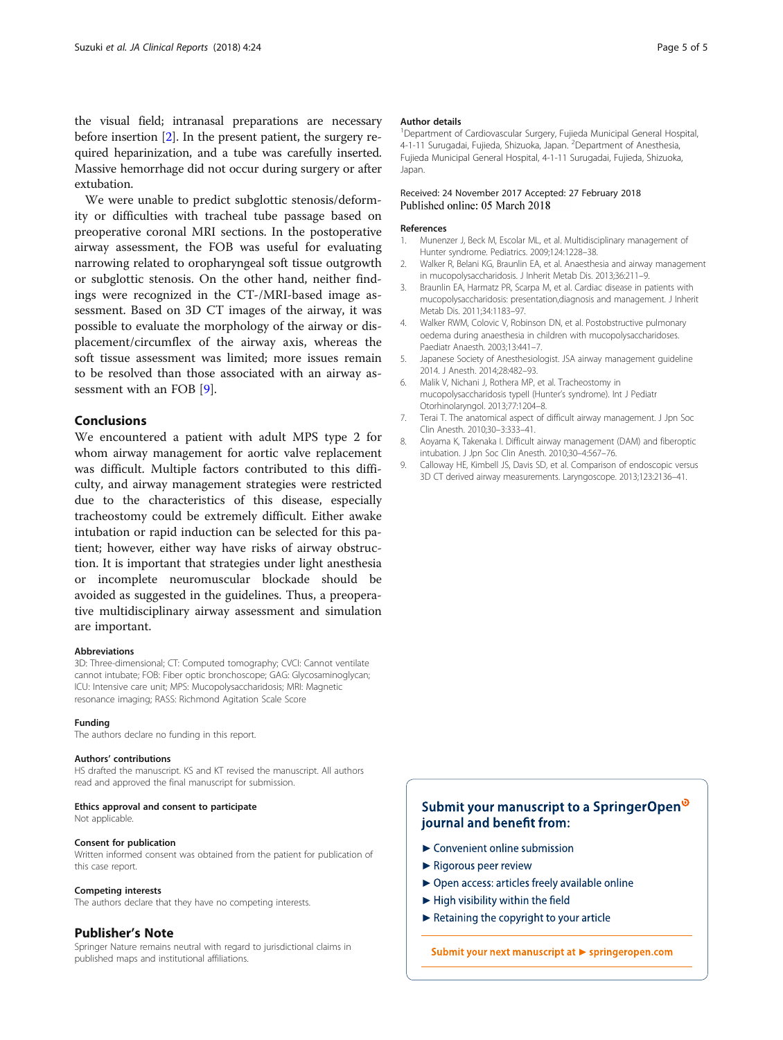the visual field; intranasal preparations are necessary before insertion [2]. In the present patient, the surgery required heparinization, and a tube was carefully inserted. Massive hemorrhage did not occur during surgery or after extubation.

We were unable to predict subglottic stenosis/deformity or difficulties with tracheal tube passage based on preoperative coronal MRI sections. In the postoperative airway assessment, the FOB was useful for evaluating narrowing related to oropharyngeal soft tissue outgrowth or subglottic stenosis. On the other hand, neither findings were recognized in the CT-/MRI-based image assessment. Based on 3D CT images of the airway, it was possible to evaluate the morphology of the airway or displacement/circumflex of the airway axis, whereas the soft tissue assessment was limited; more issues remain to be resolved than those associated with an airway assessment with an FOB [9].

## Conclusions

We encountered a patient with adult MPS type 2 for whom airway management for aortic valve replacement was difficult. Multiple factors contributed to this difficulty, and airway management strategies were restricted due to the characteristics of this disease, especially tracheostomy could be extremely difficult. Either awake intubation or rapid induction can be selected for this patient; however, either way have risks of airway obstruction. It is important that strategies under light anesthesia or incomplete neuromuscular blockade should be avoided as suggested in the guidelines. Thus, a preoperative multidisciplinary airway assessment and simulation are important.

### Abbreviations

3D: Three-dimensional; CT: Computed tomography; CVCI: Cannot ventilate cannot intubate; FOB: Fiber optic bronchoscope; GAG: Glycosaminoglycan; ICU: Intensive care unit; MPS: Mucopolysaccharidosis; MRI: Magnetic resonance imaging; RASS: Richmond Agitation Scale Score

### Funding

The authors declare no funding in this report.

### Authors' contributions

HS drafted the manuscript. KS and KT revised the manuscript. All authors read and approved the final manuscript for submission.

### Ethics approval and consent to participate

Not applicable.

### Consent for publication

Written informed consent was obtained from the patient for publication of this case report.

### Competing interests

The authors declare that they have no competing interests.

## Publisher's Note

Springer Nature remains neutral with regard to jurisdictional claims in published maps and institutional affiliations.

### Author details

[1]Department of Cardiovascular Surgery, Fujieda Municipal General Hospital, 4-1-11 Surugadai, Fujieda, Shizuoka, Japan. [2]Department of Anesthesia, Fujieda Municipal General Hospital, 4-1-11 Surugadai, Fujieda, Shizuoka, Japan.

Received: 24 November 2017 Accepted: 27 February 2018
Published online: 05 March 2018

### References

1. Munenzer J, Beck M, Escolar ML, et al. Multidisciplinary management of Hunter syndrome. Pediatrics. 2009;124:1228–38.
2. Walker R, Belani KG, Braunlin EA, et al. Anaesthesia and airway management in mucopolysaccharidosis. J Inherit Metab Dis. 2013;36:211–9.
3. Braunlin EA, Harmatz PR, Scarpa M, et al. Cardiac disease in patients with mucopolysaccharidosis: presentation,diagnosis and management. J Inherit Metab Dis. 2011;34:1183–97.
4. Walker RWM, Colovic V, Robinson DN, et al. Postobstructive pulmonary oedema during anaesthesia in children with mucopolysaccharidoses. Paediatr Anaesth. 2003;13:441–7.
5. Japanese Society of Anesthesiologist. JSA airway management guideline 2014. J Anesth. 2014;28:482–93.
6. Malik V, Nichani J, Rothera MP, et al. Tracheostomy in mucopolysaccharidosis typeII (Hunter's syndrome). Int J Pediatr Otorhinolaryngol. 2013;77:1204–8.
7. Terai T. The anatomical aspect of difficult airway management. J Jpn Soc Clin Anesth. 2010;30–3:333–41.
8. Aoyama K, Takenaka I. Difficult airway management (DAM) and fiberoptic intubation. J Jpn Soc Clin Anesth. 2010;30–4:567–76.
9. Calloway HE, Kimbell JS, Davis SD, et al. Comparison of endoscopic versus 3D CT derived airway measurements. Laryngoscope. 2013;123:2136–41.

**Submit your manuscript to a SpringerOpen journal and benefit from:**

- Convenient online submission
- Rigorous peer review
- Open access: articles freely available online
- High visibility within the field
- Retaining the copyright to your article

Submit your next manuscript at ► springeropen.com